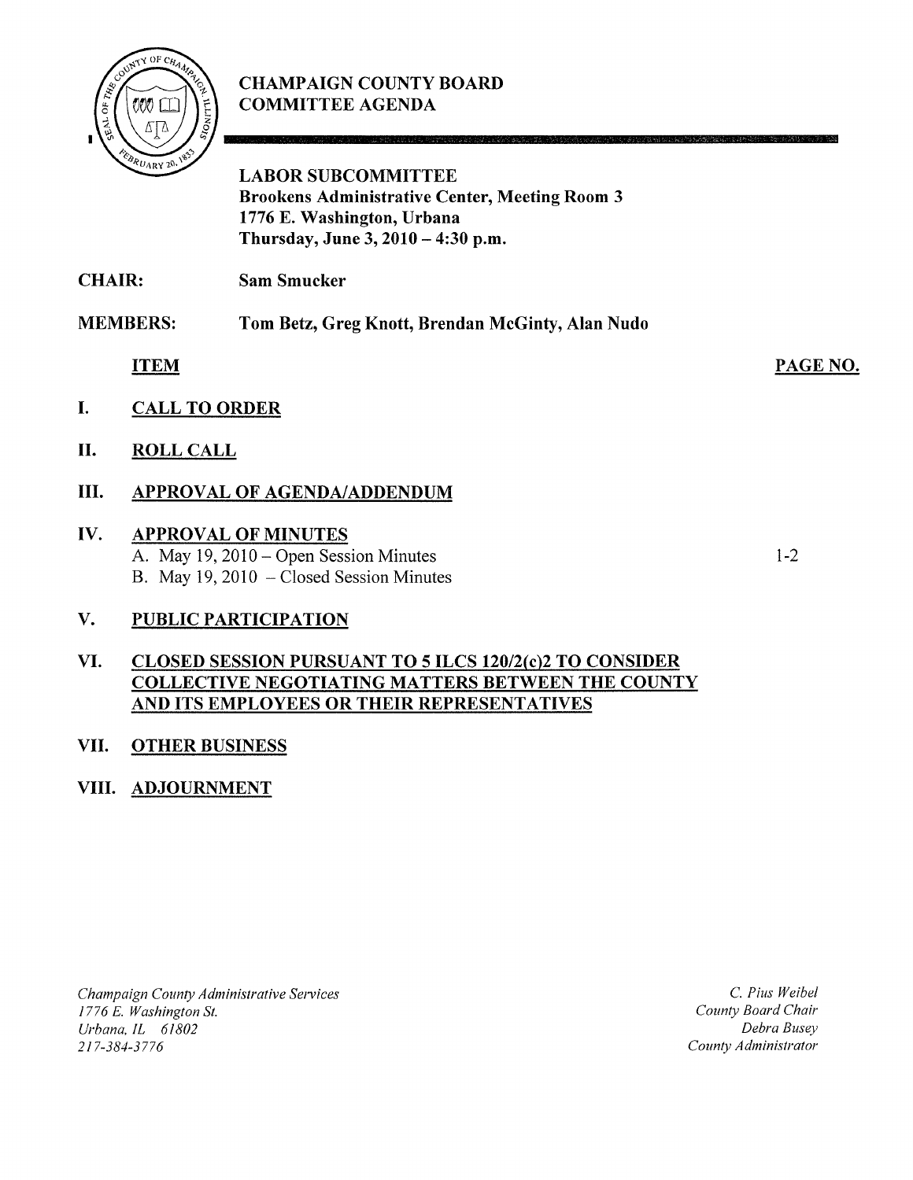# CHAMPAIGN COUNTY BOARD COMMITTEE AGENDA

**LABOR SUBCOMMITTEE**
**Brookens Administrative Center, Meeting Room 3**
**1776 E. Washington, Urbana**
**Thursday, June 3, 2010 – 4:30 p.m.**

**CHAIR:** **Sam Smucker**

**MEMBERS:** **Tom Betz, Greg Knott, Brendan McGinty, Alan Nudo**

| | ITEM | PAGE NO. |
|---|---|---|
| I. | CALL TO ORDER | |
| II. | ROLL CALL | |
| III. | APPROVAL OF AGENDA/ADDENDUM | |
| IV. | APPROVAL OF MINUTES | |
| | A. May 19, 2010 – Open Session Minutes | 1-2 |
| | B. May 19, 2010 – Closed Session Minutes | |
| V. | PUBLIC PARTICIPATION | |
| VI. | CLOSED SESSION PURSUANT TO 5 ILCS 120/2(c)2 TO CONSIDER COLLECTIVE NEGOTIATING MATTERS BETWEEN THE COUNTY AND ITS EMPLOYEES OR THEIR REPRESENTATIVES | |
| VII. | OTHER BUSINESS | |
| VIII. | ADJOURNMENT | |

*Champaign County Administrative Services*
*1776 E. Washington St.*
*Urbana, IL 61802*
*217-384-3776*

*C. Pius Weibel*
*County Board Chair*
*Debra Busey*
*County Administrator*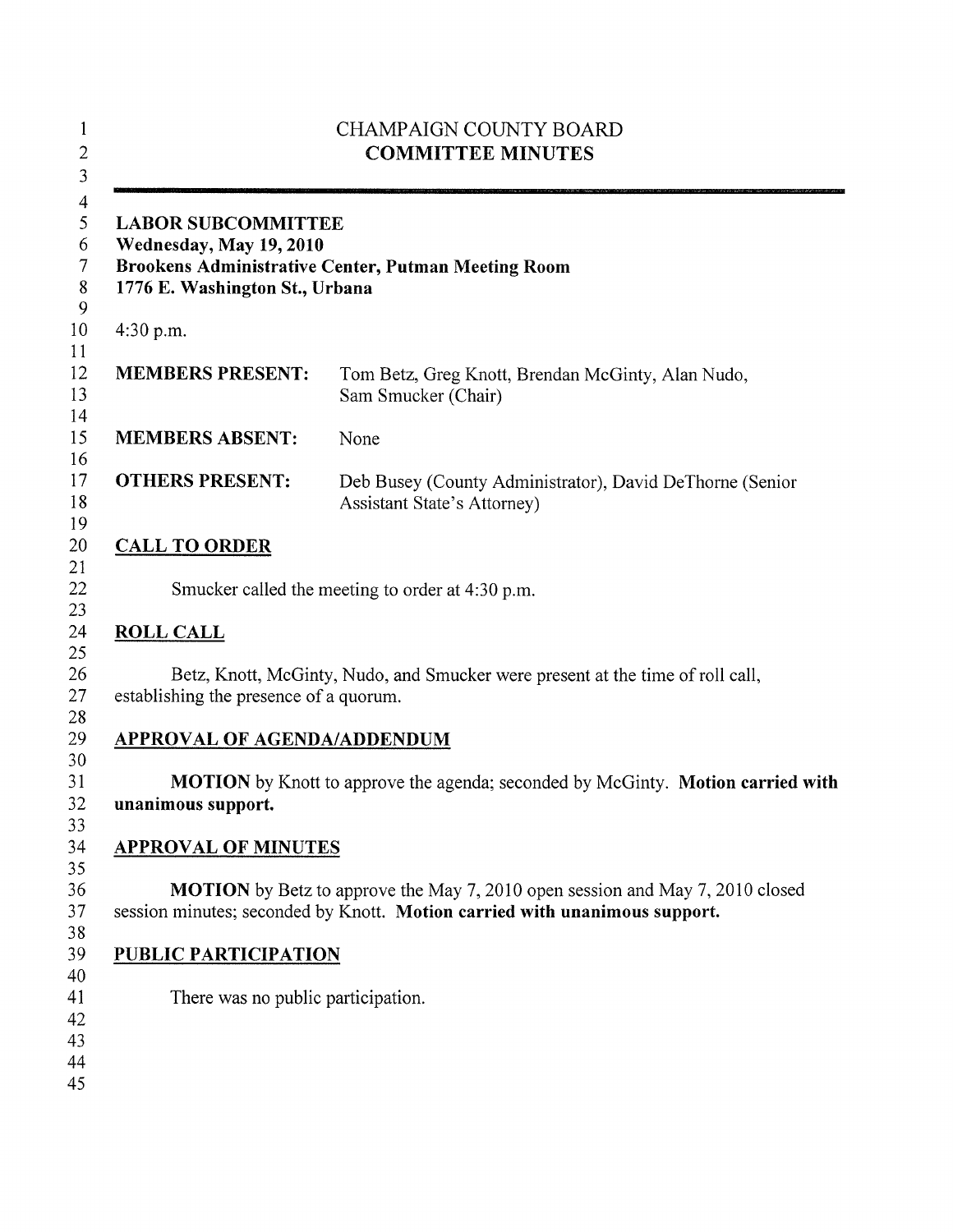# CHAMPAIGN COUNTY BOARD
## COMMITTEE MINUTES

---

**LABOR SUBCOMMITTEE**
**Wednesday, May 19, 2010**
**Brookens Administrative Center, Putman Meeting Room**
**1776 E. Washington St., Urbana**

4:30 p.m.

| | |
|---|---|
| **MEMBERS PRESENT:** | Tom Betz, Greg Knott, Brendan McGinty, Alan Nudo, Sam Smucker (Chair) |
| **MEMBERS ABSENT:** | None |
| **OTHERS PRESENT:** | Deb Busey (County Administrator), David DeThorne (Senior Assistant State's Attorney) |

**CALL TO ORDER**

Smucker called the meeting to order at 4:30 p.m.

**ROLL CALL**

Betz, Knott, McGinty, Nudo, and Smucker were present at the time of roll call, establishing the presence of a quorum.

**APPROVAL OF AGENDA/ADDENDUM**

**MOTION** by Knott to approve the agenda; seconded by McGinty. **Motion carried with unanimous support.**

**APPROVAL OF MINUTES**

**MOTION** by Betz to approve the May 7, 2010 open session and May 7, 2010 closed session minutes; seconded by Knott. **Motion carried with unanimous support.**

**PUBLIC PARTICIPATION**

There was no public participation.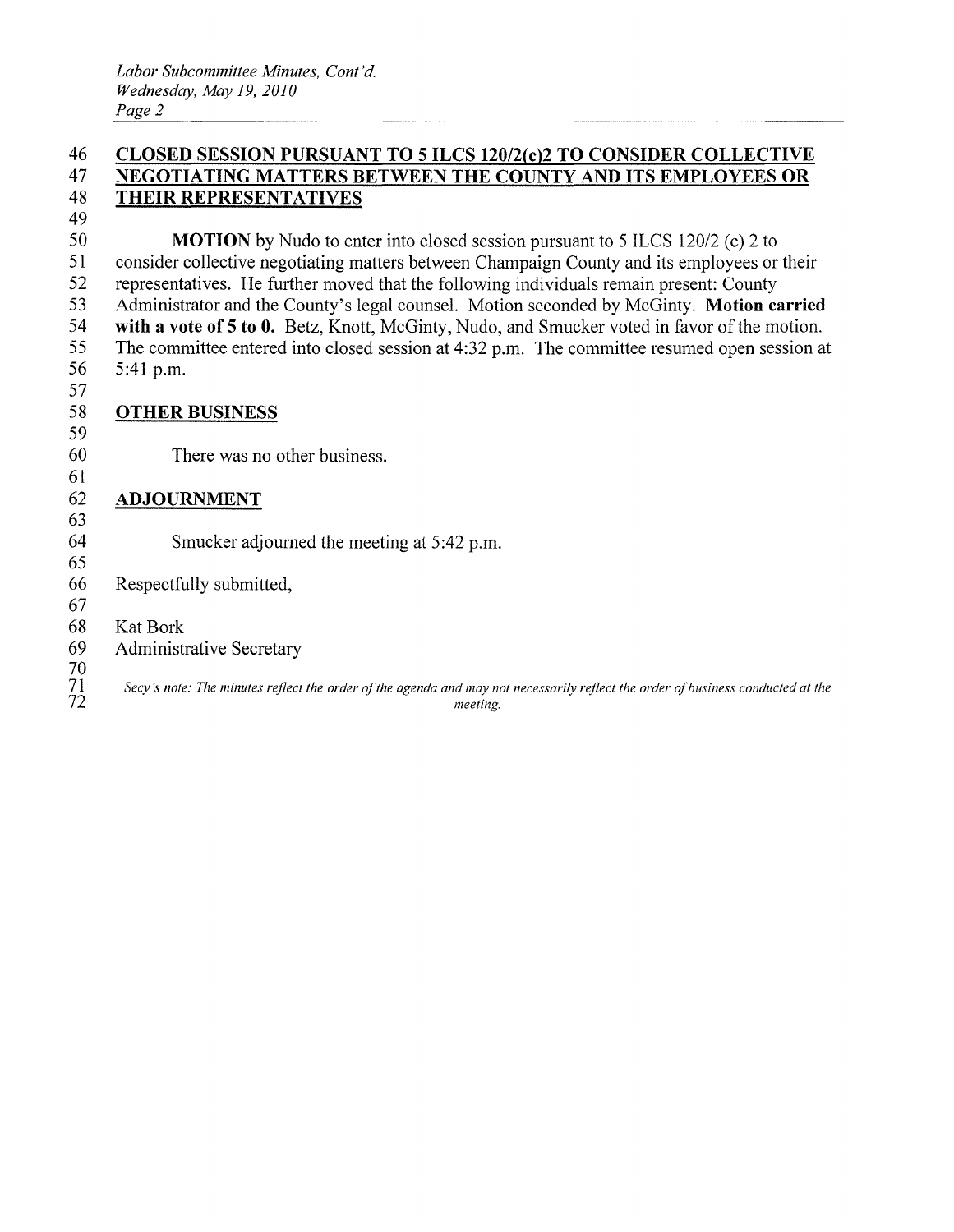## CLOSED SESSION PURSUANT TO 5 ILCS 120/2(c)2 TO CONSIDER COLLECTIVE NEGOTIATING MATTERS BETWEEN THE COUNTY AND ITS EMPLOYEES OR THEIR REPRESENTATIVES

**MOTION** by Nudo to enter into closed session pursuant to 5 ILCS 120/2 (c) 2 to consider collective negotiating matters between Champaign County and its employees or their representatives. He further moved that the following individuals remain present: County Administrator and the County's legal counsel. Motion seconded by McGinty. **Motion carried with a vote of 5 to 0.** Betz, Knott, McGinty, Nudo, and Smucker voted in favor of the motion. The committee entered into closed session at 4:32 p.m. The committee resumed open session at 5:41 p.m.

## OTHER BUSINESS

There was no other business.

## ADJOURNMENT

Smucker adjourned the meeting at 5:42 p.m.

Respectfully submitted,

Kat Bork
Administrative Secretary

*Secy's note: The minutes reflect the order of the agenda and may not necessarily reflect the order of business conducted at the meeting.*